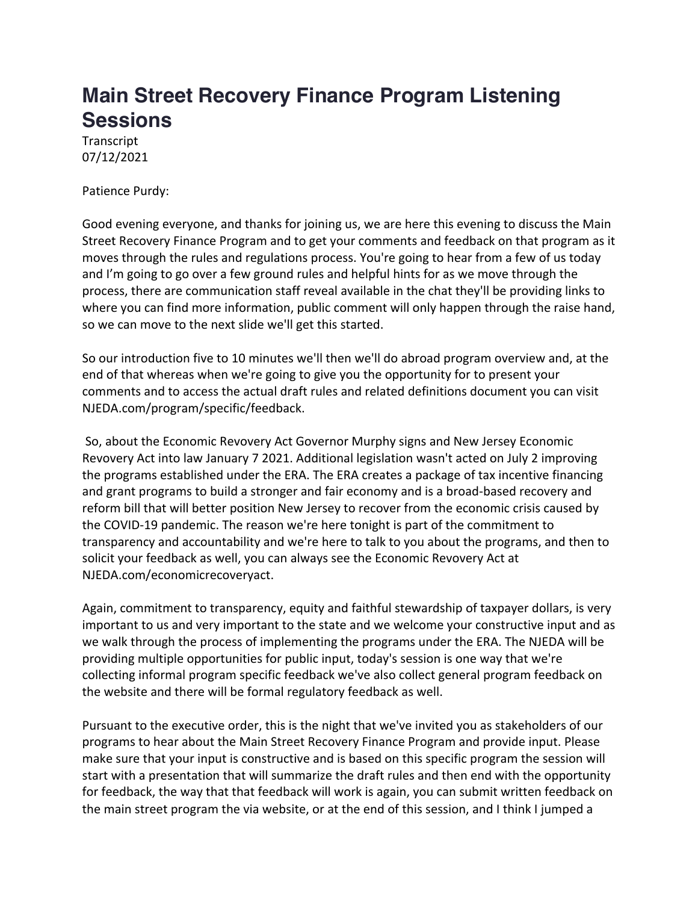# Main Street Recovery Finance Program Listening Sessions

Transcript
07/12/2021

Patience Purdy:

Good evening everyone, and thanks for joining us, we are here this evening to discuss the Main Street Recovery Finance Program and to get your comments and feedback on that program as it moves through the rules and regulations process. You're going to hear from a few of us today and I'm going to go over a few ground rules and helpful hints for as we move through the process, there are communication staff reveal available in the chat they'll be providing links to where you can find more information, public comment will only happen through the raise hand, so we can move to the next slide we'll get this started.

So our introduction five to 10 minutes we'll then we'll do abroad program overview and, at the end of that whereas when we're going to give you the opportunity for to present your comments and to access the actual draft rules and related definitions document you can visit NJEDA.com/program/specific/feedback.

So, about the Economic Revovery Act Governor Murphy signs and New Jersey Economic Revovery Act into law January 7 2021. Additional legislation wasn't acted on July 2 improving the programs established under the ERA. The ERA creates a package of tax incentive financing and grant programs to build a stronger and fair economy and is a broad-based recovery and reform bill that will better position New Jersey to recover from the economic crisis caused by the COVID-19 pandemic. The reason we're here tonight is part of the commitment to transparency and accountability and we're here to talk to you about the programs, and then to solicit your feedback as well, you can always see the Economic Revovery Act at NJEDA.com/economicrecoveryact.

Again, commitment to transparency, equity and faithful stewardship of taxpayer dollars, is very important to us and very important to the state and we welcome your constructive input and as we walk through the process of implementing the programs under the ERA. The NJEDA will be providing multiple opportunities for public input, today's session is one way that we're collecting informal program specific feedback we've also collect general program feedback on the website and there will be formal regulatory feedback as well.

Pursuant to the executive order, this is the night that we've invited you as stakeholders of our programs to hear about the Main Street Recovery Finance Program and provide input. Please make sure that your input is constructive and is based on this specific program the session will start with a presentation that will summarize the draft rules and then end with the opportunity for feedback, the way that that feedback will work is again, you can submit written feedback on the main street program the via website, or at the end of this session, and I think I jumped a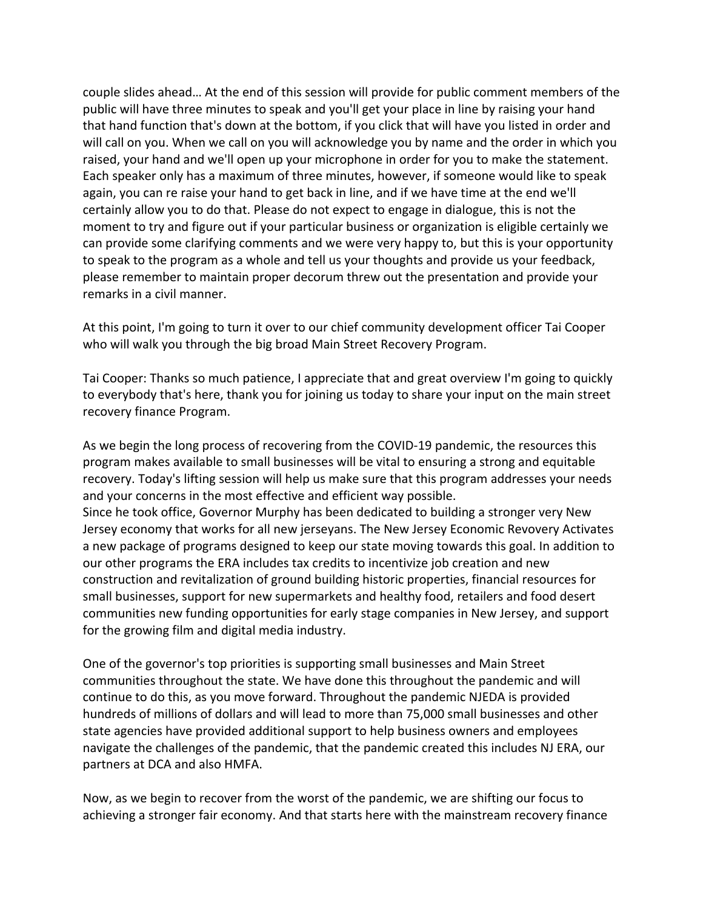couple slides ahead… At the end of this session will provide for public comment members of the public will have three minutes to speak and you'll get your place in line by raising your hand that hand function that's down at the bottom, if you click that will have you listed in order and will call on you. When we call on you will acknowledge you by name and the order in which you raised, your hand and we'll open up your microphone in order for you to make the statement. Each speaker only has a maximum of three minutes, however, if someone would like to speak again, you can re raise your hand to get back in line, and if we have time at the end we'll certainly allow you to do that. Please do not expect to engage in dialogue, this is not the moment to try and figure out if your particular business or organization is eligible certainly we can provide some clarifying comments and we were very happy to, but this is your opportunity to speak to the program as a whole and tell us your thoughts and provide us your feedback, please remember to maintain proper decorum threw out the presentation and provide your remarks in a civil manner.

At this point, I'm going to turn it over to our chief community development officer Tai Cooper who will walk you through the big broad Main Street Recovery Program.

Tai Cooper: Thanks so much patience, I appreciate that and great overview I'm going to quickly to everybody that's here, thank you for joining us today to share your input on the main street recovery finance Program.

As we begin the long process of recovering from the COVID-19 pandemic, the resources this program makes available to small businesses will be vital to ensuring a strong and equitable recovery. Today's lifting session will help us make sure that this program addresses your needs and your concerns in the most effective and efficient way possible.
Since he took office, Governor Murphy has been dedicated to building a stronger very New Jersey economy that works for all new jerseyans. The New Jersey Economic Revovery Activates a new package of programs designed to keep our state moving towards this goal. In addition to our other programs the ERA includes tax credits to incentivize job creation and new construction and revitalization of ground building historic properties, financial resources for small businesses, support for new supermarkets and healthy food, retailers and food desert communities new funding opportunities for early stage companies in New Jersey, and support for the growing film and digital media industry.

One of the governor's top priorities is supporting small businesses and Main Street communities throughout the state. We have done this throughout the pandemic and will continue to do this, as you move forward. Throughout the pandemic NJEDA is provided hundreds of millions of dollars and will lead to more than 75,000 small businesses and other state agencies have provided additional support to help business owners and employees navigate the challenges of the pandemic, that the pandemic created this includes NJ ERA, our partners at DCA and also HMFA.

Now, as we begin to recover from the worst of the pandemic, we are shifting our focus to achieving a stronger fair economy. And that starts here with the mainstream recovery finance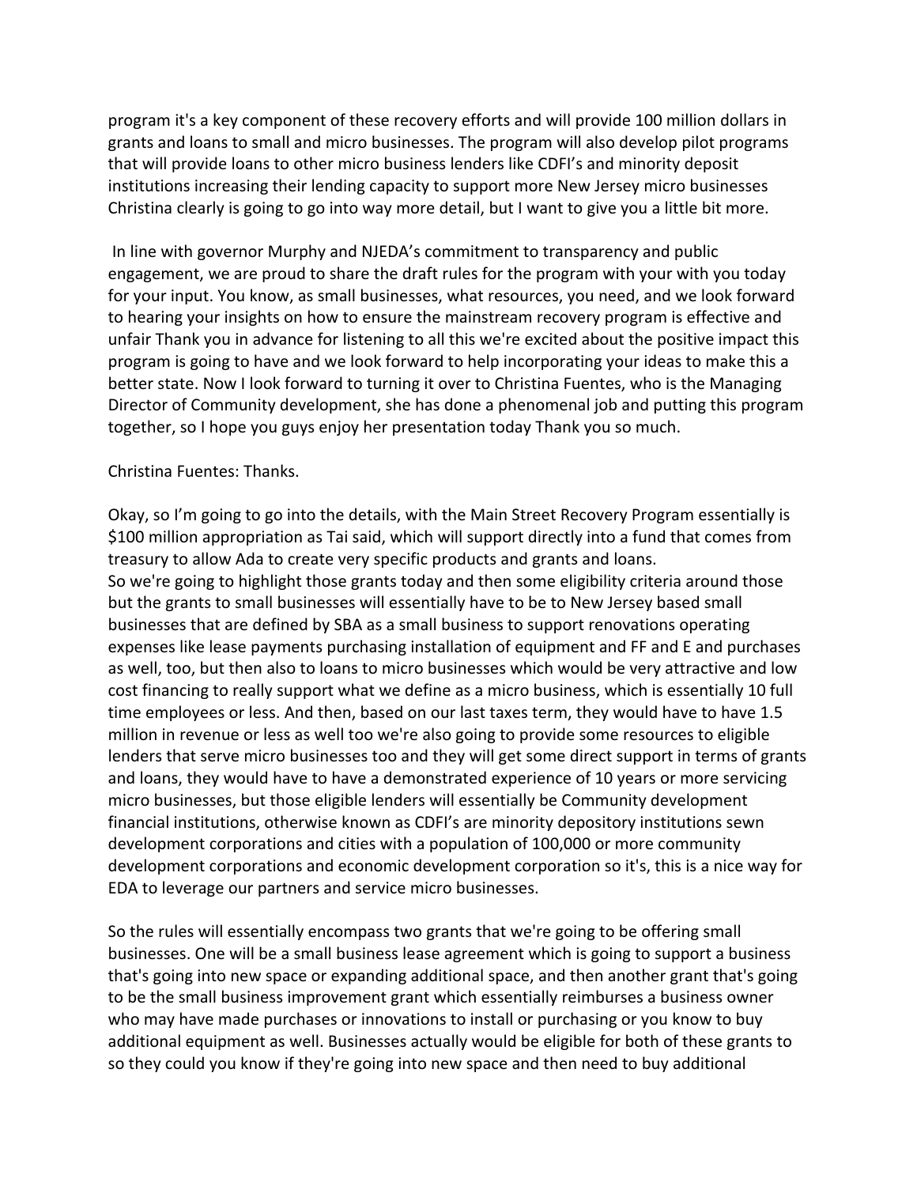program it's a key component of these recovery efforts and will provide 100 million dollars in grants and loans to small and micro businesses. The program will also develop pilot programs that will provide loans to other micro business lenders like CDFI's and minority deposit institutions increasing their lending capacity to support more New Jersey micro businesses Christina clearly is going to go into way more detail, but I want to give you a little bit more.

In line with governor Murphy and NJEDA's commitment to transparency and public engagement, we are proud to share the draft rules for the program with your with you today for your input. You know, as small businesses, what resources, you need, and we look forward to hearing your insights on how to ensure the mainstream recovery program is effective and unfair Thank you in advance for listening to all this we're excited about the positive impact this program is going to have and we look forward to help incorporating your ideas to make this a better state. Now I look forward to turning it over to Christina Fuentes, who is the Managing Director of Community development, she has done a phenomenal job and putting this program together, so I hope you guys enjoy her presentation today Thank you so much.

Christina Fuentes: Thanks.

Okay, so I'm going to go into the details, with the Main Street Recovery Program essentially is $100 million appropriation as Tai said, which will support directly into a fund that comes from treasury to allow Ada to create very specific products and grants and loans.
So we're going to highlight those grants today and then some eligibility criteria around those but the grants to small businesses will essentially have to be to New Jersey based small businesses that are defined by SBA as a small business to support renovations operating expenses like lease payments purchasing installation of equipment and FF and E and purchases as well, too, but then also to loans to micro businesses which would be very attractive and low cost financing to really support what we define as a micro business, which is essentially 10 full time employees or less. And then, based on our last taxes term, they would have to have 1.5 million in revenue or less as well too we're also going to provide some resources to eligible lenders that serve micro businesses too and they will get some direct support in terms of grants and loans, they would have to have a demonstrated experience of 10 years or more servicing micro businesses, but those eligible lenders will essentially be Community development financial institutions, otherwise known as CDFI's are minority depository institutions sewn development corporations and cities with a population of 100,000 or more community development corporations and economic development corporation so it's, this is a nice way for EDA to leverage our partners and service micro businesses.

So the rules will essentially encompass two grants that we're going to be offering small businesses. One will be a small business lease agreement which is going to support a business that's going into new space or expanding additional space, and then another grant that's going to be the small business improvement grant which essentially reimburses a business owner who may have made purchases or innovations to install or purchasing or you know to buy additional equipment as well. Businesses actually would be eligible for both of these grants to so they could you know if they're going into new space and then need to buy additional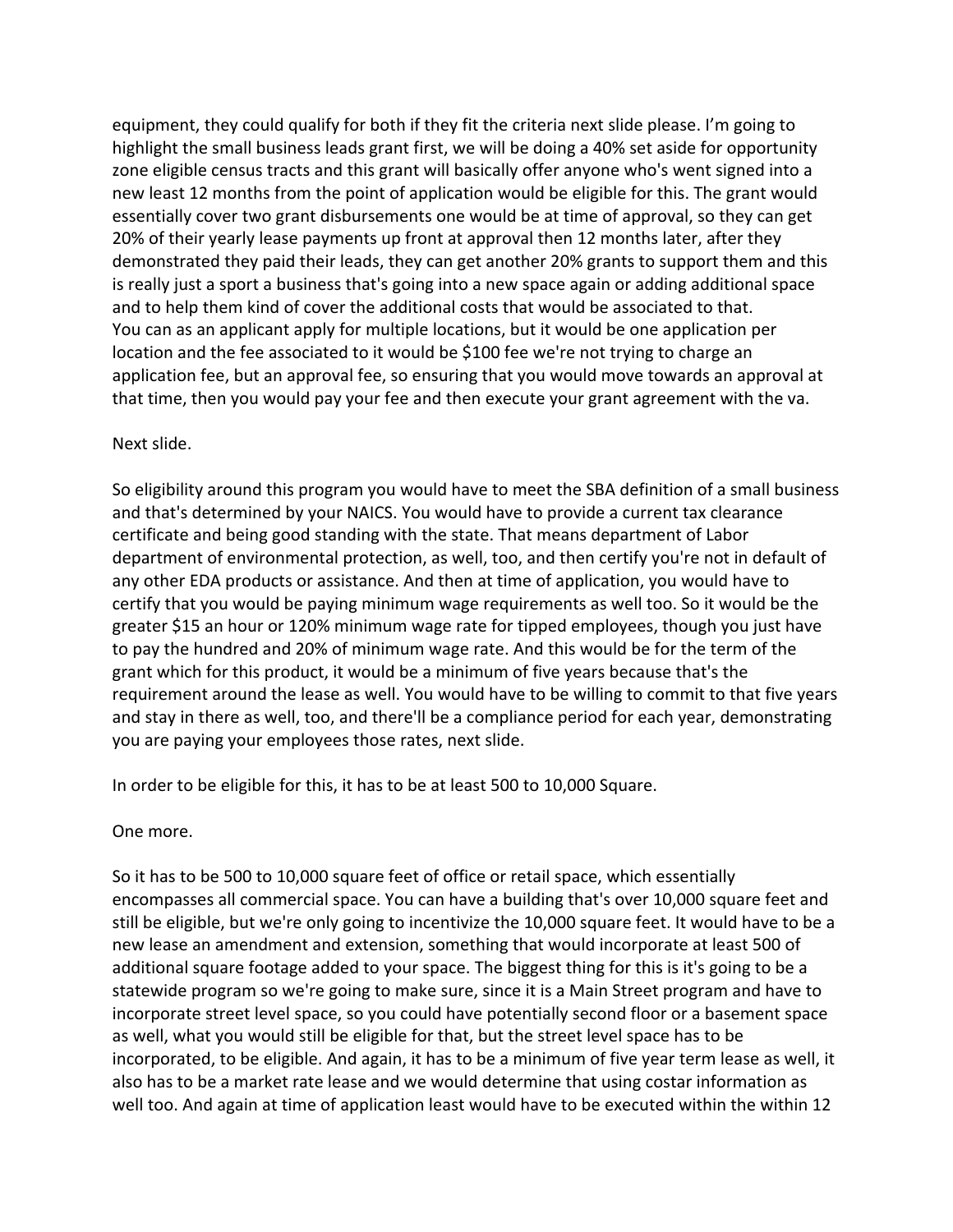equipment, they could qualify for both if they fit the criteria next slide please. I'm going to highlight the small business leads grant first, we will be doing a 40% set aside for opportunity zone eligible census tracts and this grant will basically offer anyone who's went signed into a new least 12 months from the point of application would be eligible for this. The grant would essentially cover two grant disbursements one would be at time of approval, so they can get 20% of their yearly lease payments up front at approval then 12 months later, after they demonstrated they paid their leads, they can get another 20% grants to support them and this is really just a sport a business that's going into a new space again or adding additional space and to help them kind of cover the additional costs that would be associated to that.
You can as an applicant apply for multiple locations, but it would be one application per location and the fee associated to it would be $100 fee we're not trying to charge an application fee, but an approval fee, so ensuring that you would move towards an approval at that time, then you would pay your fee and then execute your grant agreement with the va.

Next slide.

So eligibility around this program you would have to meet the SBA definition of a small business and that's determined by your NAICS. You would have to provide a current tax clearance certificate and being good standing with the state. That means department of Labor department of environmental protection, as well, too, and then certify you're not in default of any other EDA products or assistance. And then at time of application, you would have to certify that you would be paying minimum wage requirements as well too. So it would be the greater $15 an hour or 120% minimum wage rate for tipped employees, though you just have to pay the hundred and 20% of minimum wage rate. And this would be for the term of the grant which for this product, it would be a minimum of five years because that's the requirement around the lease as well. You would have to be willing to commit to that five years and stay in there as well, too, and there'll be a compliance period for each year, demonstrating you are paying your employees those rates, next slide.

In order to be eligible for this, it has to be at least 500 to 10,000 Square.

One more.

So it has to be 500 to 10,000 square feet of office or retail space, which essentially encompasses all commercial space. You can have a building that's over 10,000 square feet and still be eligible, but we're only going to incentivize the 10,000 square feet. It would have to be a new lease an amendment and extension, something that would incorporate at least 500 of additional square footage added to your space. The biggest thing for this is it's going to be a statewide program so we're going to make sure, since it is a Main Street program and have to incorporate street level space, so you could have potentially second floor or a basement space as well, what you would still be eligible for that, but the street level space has to be incorporated, to be eligible. And again, it has to be a minimum of five year term lease as well, it also has to be a market rate lease and we would determine that using costar information as well too. And again at time of application least would have to be executed within the within 12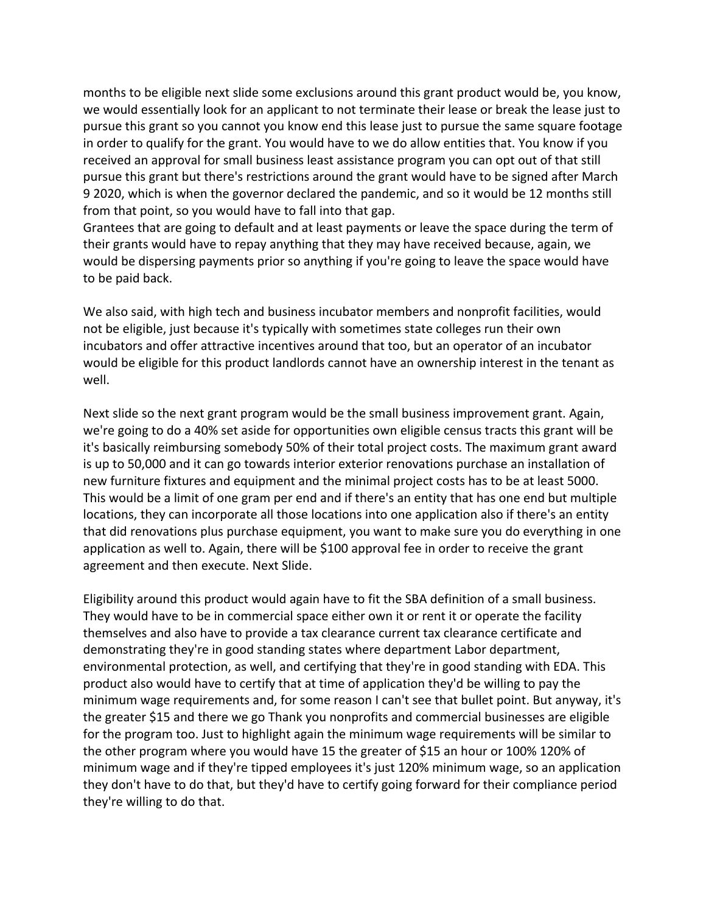months to be eligible next slide some exclusions around this grant product would be, you know, we would essentially look for an applicant to not terminate their lease or break the lease just to pursue this grant so you cannot you know end this lease just to pursue the same square footage in order to qualify for the grant. You would have to we do allow entities that. You know if you received an approval for small business least assistance program you can opt out of that still pursue this grant but there's restrictions around the grant would have to be signed after March 9 2020, which is when the governor declared the pandemic, and so it would be 12 months still from that point, so you would have to fall into that gap.
Grantees that are going to default and at least payments or leave the space during the term of their grants would have to repay anything that they may have received because, again, we would be dispersing payments prior so anything if you're going to leave the space would have to be paid back.

We also said, with high tech and business incubator members and nonprofit facilities, would not be eligible, just because it's typically with sometimes state colleges run their own incubators and offer attractive incentives around that too, but an operator of an incubator would be eligible for this product landlords cannot have an ownership interest in the tenant as well.

Next slide so the next grant program would be the small business improvement grant. Again, we're going to do a 40% set aside for opportunities own eligible census tracts this grant will be it's basically reimbursing somebody 50% of their total project costs. The maximum grant award is up to 50,000 and it can go towards interior exterior renovations purchase an installation of new furniture fixtures and equipment and the minimal project costs has to be at least 5000. This would be a limit of one gram per end and if there's an entity that has one end but multiple locations, they can incorporate all those locations into one application also if there's an entity that did renovations plus purchase equipment, you want to make sure you do everything in one application as well to. Again, there will be $100 approval fee in order to receive the grant agreement and then execute. Next Slide.

Eligibility around this product would again have to fit the SBA definition of a small business. They would have to be in commercial space either own it or rent it or operate the facility themselves and also have to provide a tax clearance current tax clearance certificate and demonstrating they're in good standing states where department Labor department, environmental protection, as well, and certifying that they're in good standing with EDA. This product also would have to certify that at time of application they'd be willing to pay the minimum wage requirements and, for some reason I can't see that bullet point. But anyway, it's the greater $15 and there we go Thank you nonprofits and commercial businesses are eligible for the program too. Just to highlight again the minimum wage requirements will be similar to the other program where you would have 15 the greater of $15 an hour or 100% 120% of minimum wage and if they're tipped employees it's just 120% minimum wage, so an application they don't have to do that, but they'd have to certify going forward for their compliance period they're willing to do that.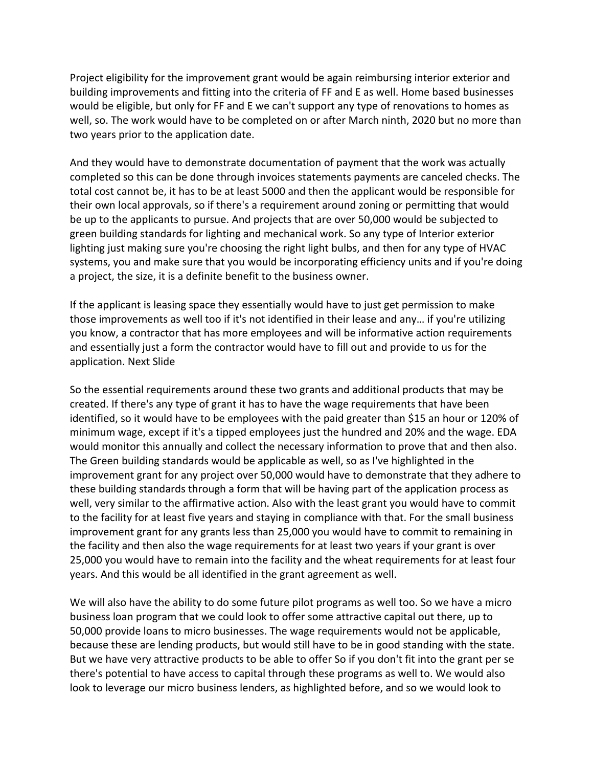Project eligibility for the improvement grant would be again reimbursing interior exterior and building improvements and fitting into the criteria of FF and E as well. Home based businesses would be eligible, but only for FF and E we can't support any type of renovations to homes as well, so. The work would have to be completed on or after March ninth, 2020 but no more than two years prior to the application date.

And they would have to demonstrate documentation of payment that the work was actually completed so this can be done through invoices statements payments are canceled checks. The total cost cannot be, it has to be at least 5000 and then the applicant would be responsible for their own local approvals, so if there's a requirement around zoning or permitting that would be up to the applicants to pursue. And projects that are over 50,000 would be subjected to green building standards for lighting and mechanical work. So any type of Interior exterior lighting just making sure you're choosing the right light bulbs, and then for any type of HVAC systems, you and make sure that you would be incorporating efficiency units and if you're doing a project, the size, it is a definite benefit to the business owner.

If the applicant is leasing space they essentially would have to just get permission to make those improvements as well too if it's not identified in their lease and any… if you're utilizing you know, a contractor that has more employees and will be informative action requirements and essentially just a form the contractor would have to fill out and provide to us for the application. Next Slide

So the essential requirements around these two grants and additional products that may be created. If there's any type of grant it has to have the wage requirements that have been identified, so it would have to be employees with the paid greater than $15 an hour or 120% of minimum wage, except if it's a tipped employees just the hundred and 20% and the wage. EDA would monitor this annually and collect the necessary information to prove that and then also. The Green building standards would be applicable as well, so as I've highlighted in the improvement grant for any project over 50,000 would have to demonstrate that they adhere to these building standards through a form that will be having part of the application process as well, very similar to the affirmative action. Also with the least grant you would have to commit to the facility for at least five years and staying in compliance with that. For the small business improvement grant for any grants less than 25,000 you would have to commit to remaining in the facility and then also the wage requirements for at least two years if your grant is over 25,000 you would have to remain into the facility and the wheat requirements for at least four years. And this would be all identified in the grant agreement as well.

We will also have the ability to do some future pilot programs as well too. So we have a micro business loan program that we could look to offer some attractive capital out there, up to 50,000 provide loans to micro businesses. The wage requirements would not be applicable, because these are lending products, but would still have to be in good standing with the state. But we have very attractive products to be able to offer So if you don't fit into the grant per se there's potential to have access to capital through these programs as well to. We would also look to leverage our micro business lenders, as highlighted before, and so we would look to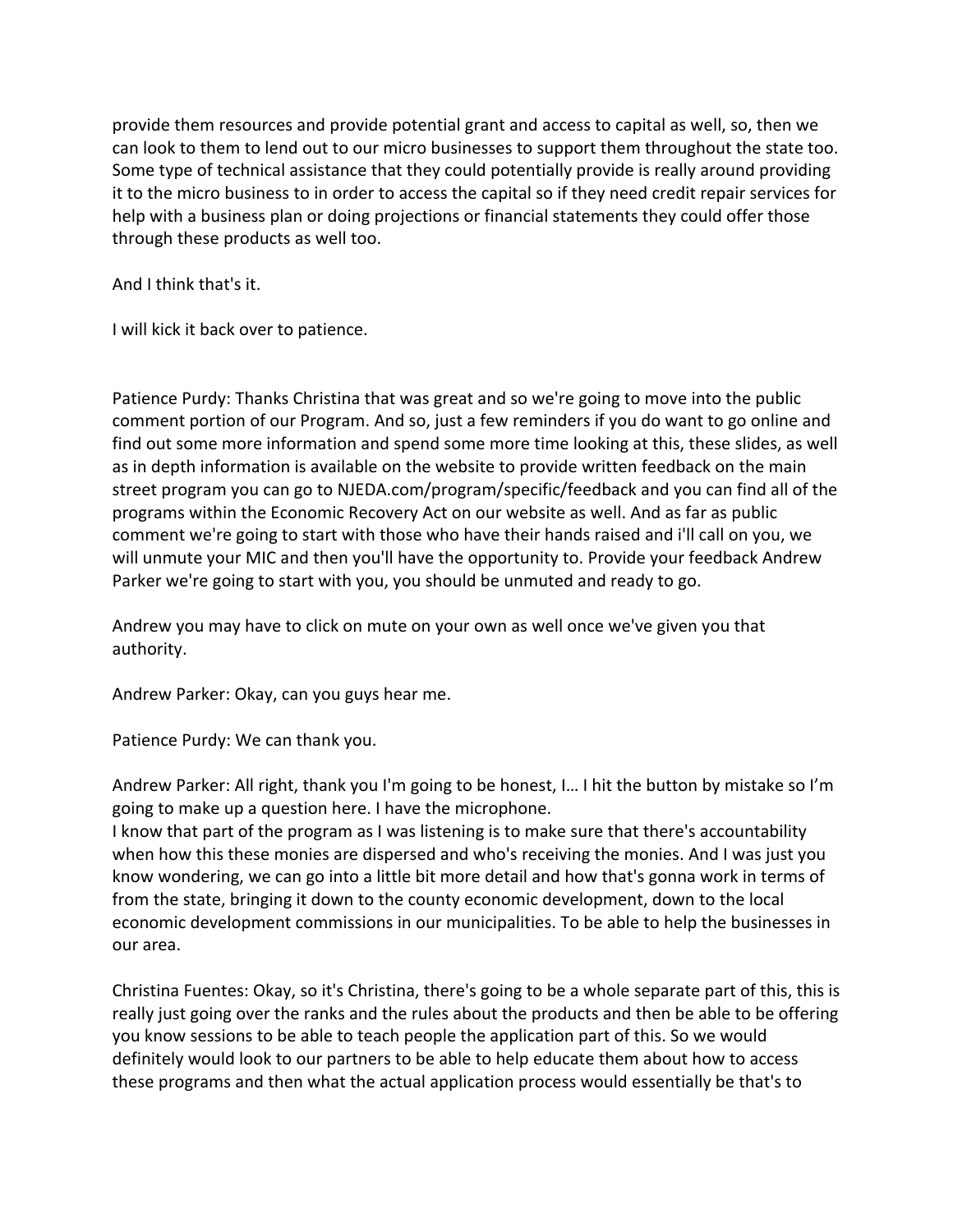provide them resources and provide potential grant and access to capital as well, so, then we can look to them to lend out to our micro businesses to support them throughout the state too. Some type of technical assistance that they could potentially provide is really around providing it to the micro business to in order to access the capital so if they need credit repair services for help with a business plan or doing projections or financial statements they could offer those through these products as well too.

And I think that's it.

I will kick it back over to patience.

Patience Purdy: Thanks Christina that was great and so we're going to move into the public comment portion of our Program. And so, just a few reminders if you do want to go online and find out some more information and spend some more time looking at this, these slides, as well as in depth information is available on the website to provide written feedback on the main street program you can go to NJEDA.com/program/specific/feedback and you can find all of the programs within the Economic Recovery Act on our website as well. And as far as public comment we're going to start with those who have their hands raised and i'll call on you, we will unmute your MIC and then you'll have the opportunity to. Provide your feedback Andrew Parker we're going to start with you, you should be unmuted and ready to go.

Andrew you may have to click on mute on your own as well once we've given you that authority.

Andrew Parker: Okay, can you guys hear me.

Patience Purdy: We can thank you.

Andrew Parker: All right, thank you I'm going to be honest, I… I hit the button by mistake so I'm going to make up a question here. I have the microphone.
I know that part of the program as I was listening is to make sure that there's accountability when how this these monies are dispersed and who's receiving the monies. And I was just you know wondering, we can go into a little bit more detail and how that's gonna work in terms of from the state, bringing it down to the county economic development, down to the local economic development commissions in our municipalities. To be able to help the businesses in our area.

Christina Fuentes: Okay, so it's Christina, there's going to be a whole separate part of this, this is really just going over the ranks and the rules about the products and then be able to be offering you know sessions to be able to teach people the application part of this. So we would definitely would look to our partners to be able to help educate them about how to access these programs and then what the actual application process would essentially be that's to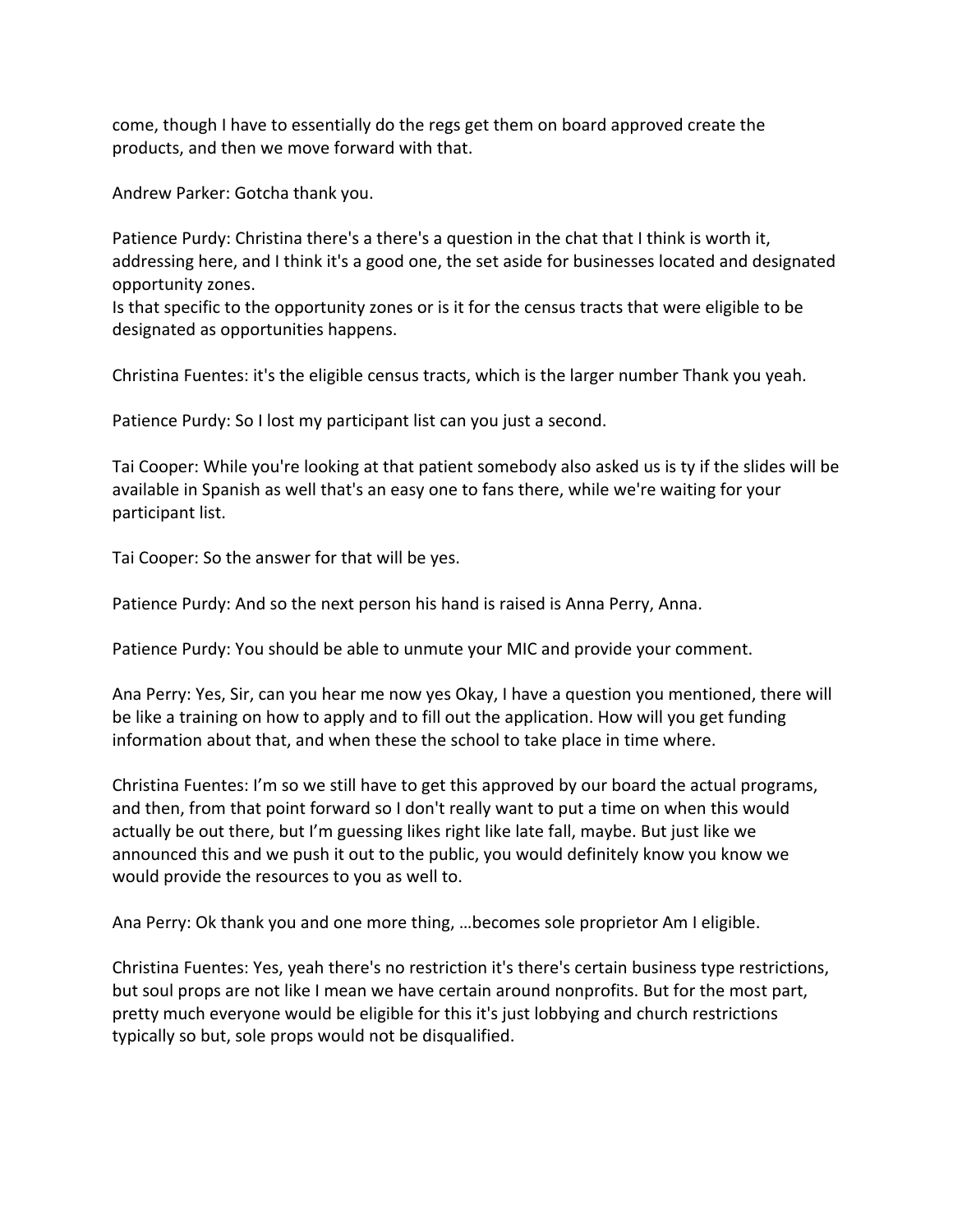come, though I have to essentially do the regs get them on board approved create the products, and then we move forward with that.

Andrew Parker: Gotcha thank you.

Patience Purdy: Christina there's a there's a question in the chat that I think is worth it, addressing here, and I think it's a good one, the set aside for businesses located and designated opportunity zones.
Is that specific to the opportunity zones or is it for the census tracts that were eligible to be designated as opportunities happens.

Christina Fuentes: it's the eligible census tracts, which is the larger number Thank you yeah.

Patience Purdy: So I lost my participant list can you just a second.

Tai Cooper: While you're looking at that patient somebody also asked us is ty if the slides will be available in Spanish as well that's an easy one to fans there, while we're waiting for your participant list.

Tai Cooper: So the answer for that will be yes.

Patience Purdy: And so the next person his hand is raised is Anna Perry, Anna.

Patience Purdy: You should be able to unmute your MIC and provide your comment.

Ana Perry: Yes, Sir, can you hear me now yes Okay, I have a question you mentioned, there will be like a training on how to apply and to fill out the application. How will you get funding information about that, and when these the school to take place in time where.

Christina Fuentes: I'm so we still have to get this approved by our board the actual programs, and then, from that point forward so I don't really want to put a time on when this would actually be out there, but I'm guessing likes right like late fall, maybe. But just like we announced this and we push it out to the public, you would definitely know you know we would provide the resources to you as well to.

Ana Perry: Ok thank you and one more thing, …becomes sole proprietor Am I eligible.

Christina Fuentes: Yes, yeah there's no restriction it's there's certain business type restrictions, but soul props are not like I mean we have certain around nonprofits. But for the most part, pretty much everyone would be eligible for this it's just lobbying and church restrictions typically so but, sole props would not be disqualified.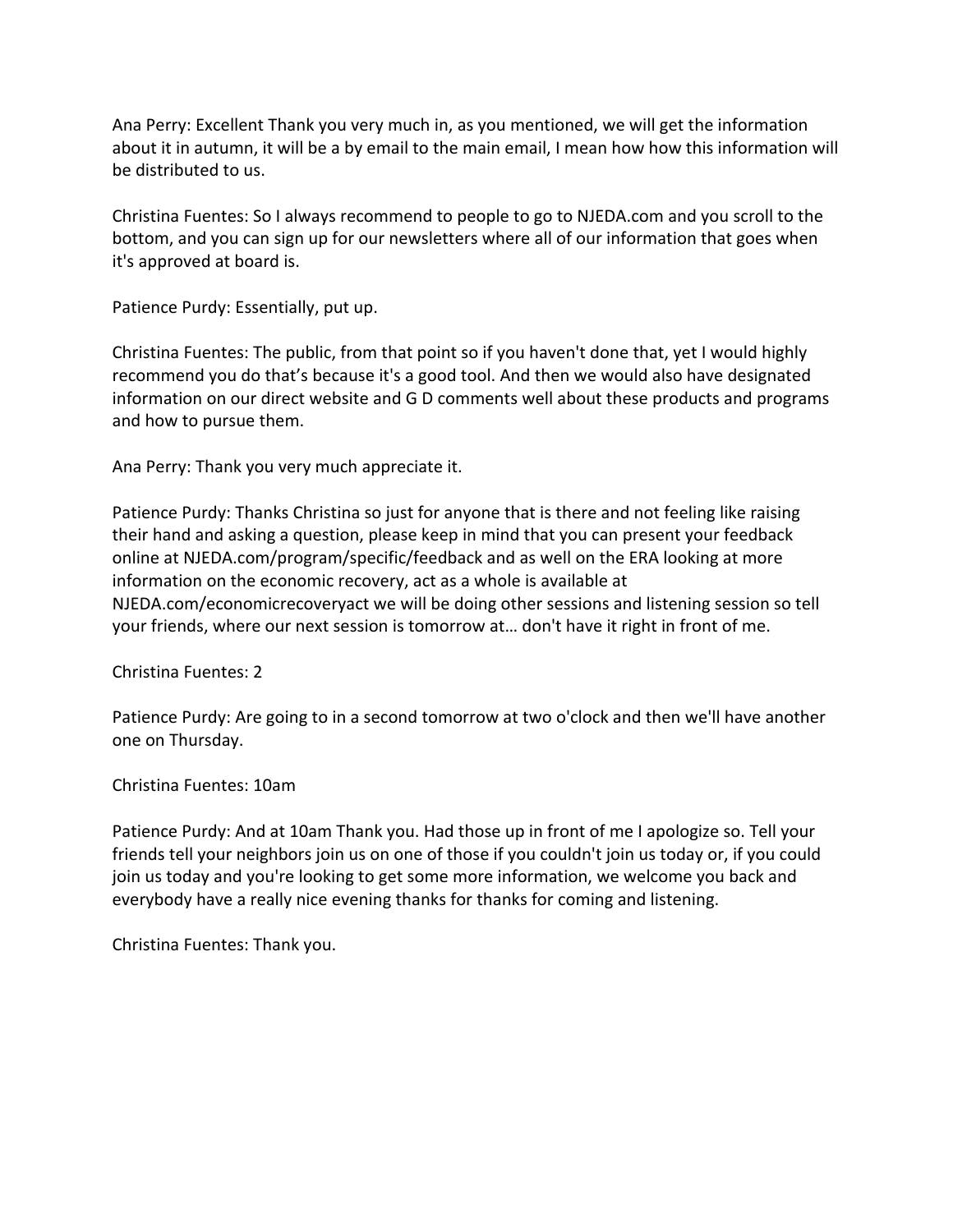Ana Perry: Excellent Thank you very much in, as you mentioned, we will get the information about it in autumn, it will be a by email to the main email, I mean how how this information will be distributed to us.

Christina Fuentes: So I always recommend to people to go to NJEDA.com and you scroll to the bottom, and you can sign up for our newsletters where all of our information that goes when it's approved at board is.

Patience Purdy: Essentially, put up.

Christina Fuentes: The public, from that point so if you haven't done that, yet I would highly recommend you do that's because it's a good tool. And then we would also have designated information on our direct website and G D comments well about these products and programs and how to pursue them.

Ana Perry: Thank you very much appreciate it.

Patience Purdy: Thanks Christina so just for anyone that is there and not feeling like raising their hand and asking a question, please keep in mind that you can present your feedback online at NJEDA.com/program/specific/feedback and as well on the ERA looking at more information on the economic recovery, act as a whole is available at NJEDA.com/economicrecoveryact we will be doing other sessions and listening session so tell your friends, where our next session is tomorrow at… don't have it right in front of me.

Christina Fuentes: 2

Patience Purdy: Are going to in a second tomorrow at two o'clock and then we'll have another one on Thursday.

Christina Fuentes: 10am

Patience Purdy: And at 10am Thank you. Had those up in front of me I apologize so. Tell your friends tell your neighbors join us on one of those if you couldn't join us today or, if you could join us today and you're looking to get some more information, we welcome you back and everybody have a really nice evening thanks for thanks for coming and listening.

Christina Fuentes: Thank you.